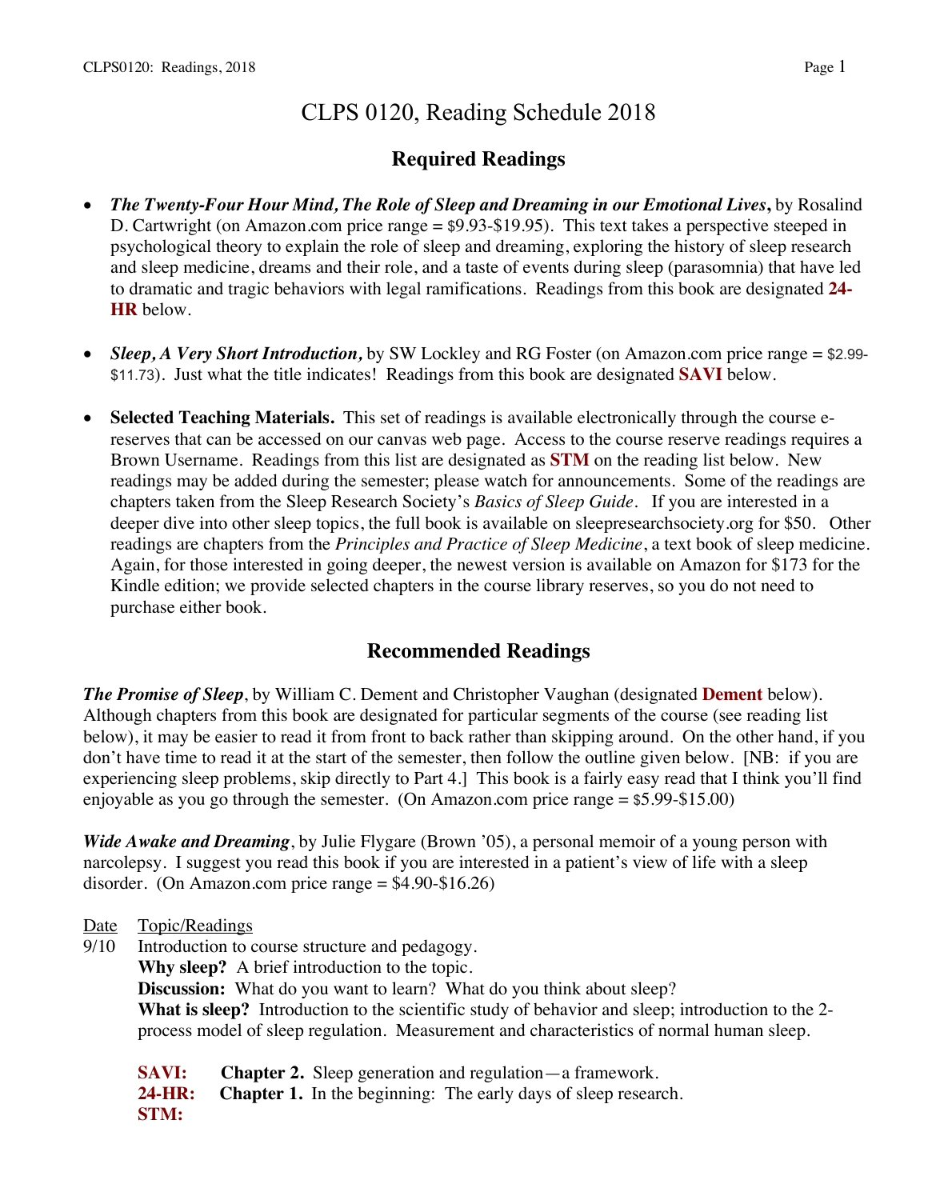# CLPS 0120, Reading Schedule 2018

## Required Readings

- ***The Twenty-Four Hour Mind, The Role of Sleep and Dreaming in our Emotional Lives,*** by Rosalind D. Cartwright (on Amazon.com price range = $9.93-$19.95). This text takes a perspective steeped in psychological theory to explain the role of sleep and dreaming, exploring the history of sleep research and sleep medicine, dreams and their role, and a taste of events during sleep (parasomnia) that have led to dramatic and tragic behaviors with legal ramifications. Readings from this book are designated **24-HR** below.

- ***Sleep, A Very Short Introduction,*** by SW Lockley and RG Foster (on Amazon.com price range = $2.99-$11.73). Just what the title indicates! Readings from this book are designated **SAVI** below.

- **Selected Teaching Materials.** This set of readings is available electronically through the course e-reserves that can be accessed on our canvas web page. Access to the course reserve readings requires a Brown Username. Readings from this list are designated as **STM** on the reading list below. New readings may be added during the semester; please watch for announcements. Some of the readings are chapters taken from the Sleep Research Society's *Basics of Sleep Guide*. If you are interested in a deeper dive into other sleep topics, the full book is available on sleepresearchsociety.org for $50. Other readings are chapters from the *Principles and Practice of Sleep Medicine*, a text book of sleep medicine. Again, for those interested in going deeper, the newest version is available on Amazon for $173 for the Kindle edition; we provide selected chapters in the course library reserves, so you do not need to purchase either book.

## Recommended Readings

***The Promise of Sleep***, by William C. Dement and Christopher Vaughan (designated **Dement** below). Although chapters from this book are designated for particular segments of the course (see reading list below), it may be easier to read it from front to back rather than skipping around. On the other hand, if you don't have time to read it at the start of the semester, then follow the outline given below. [NB: if you are experiencing sleep problems, skip directly to Part 4.] This book is a fairly easy read that I think you'll find enjoyable as you go through the semester. (On Amazon.com price range = $5.99-$15.00)

***Wide Awake and Dreaming***, by Julie Flygare (Brown '05), a personal memoir of a young person with narcolepsy. I suggest you read this book if you are interested in a patient's view of life with a sleep disorder. (On Amazon.com price range = $4.90-$16.26)

Date Topic/Readings

9/10 Introduction to course structure and pedagogy.
**Why sleep?** A brief introduction to the topic.
**Discussion:** What do you want to learn? What do you think about sleep?
**What is sleep?** Introduction to the scientific study of behavior and sleep; introduction to the 2-process model of sleep regulation. Measurement and characteristics of normal human sleep.

**SAVI:** **Chapter 2.** Sleep generation and regulation—a framework.
**24-HR:** **Chapter 1.** In the beginning: The early days of sleep research.
**STM:**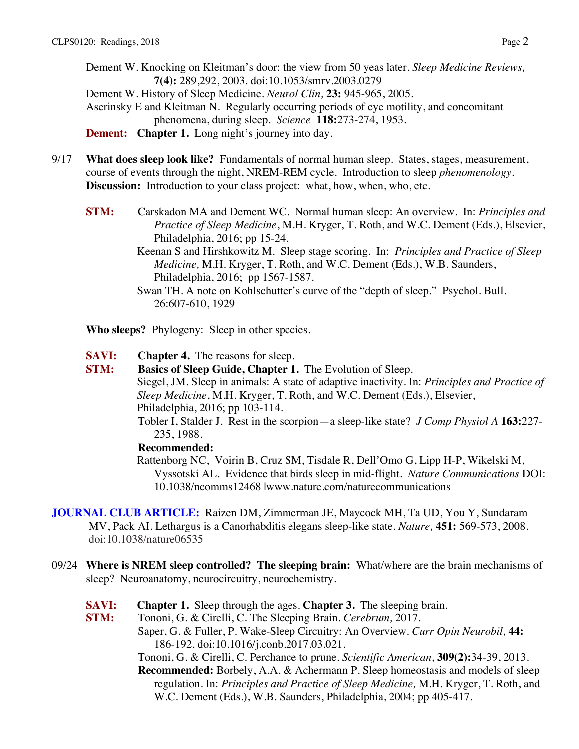Dement W. Knocking on Kleitman's door: the view from 50 yeas later. *Sleep Medicine Reviews,* **7(4):** 289,292, 2003. doi:10.1053/smrv.2003.0279

Dement W. History of Sleep Medicine. *Neurol Clin,* **23:** 945-965, 2005.

Aserinsky E and Kleitman N. Regularly occurring periods of eye motility, and concomitant phenomena, during sleep. *Science* **118:**273-274, 1953.

**Dement:** **Chapter 1.** Long night's journey into day.

9/17 **What does sleep look like?** Fundamentals of normal human sleep. States, stages, measurement, course of events through the night, NREM-REM cycle. Introduction to sleep *phenomenology*. **Discussion:** Introduction to your class project: what, how, when, who, etc.

**STM:** Carskadon MA and Dement WC. Normal human sleep: An overview. In: *Principles and Practice of Sleep Medicine*, M.H. Kryger, T. Roth, and W.C. Dement (Eds.), Elsevier, Philadelphia, 2016; pp 15-24.

Keenan S and Hirshkowitz M. Sleep stage scoring. In: *Principles and Practice of Sleep Medicine,* M.H. Kryger, T. Roth, and W.C. Dement (Eds.), W.B. Saunders, Philadelphia, 2016; pp 1567-1587.

Swan TH. A note on Kohlschutter's curve of the "depth of sleep." Psychol. Bull. 26:607-610, 1929

**Who sleeps?** Phylogeny: Sleep in other species.

**SAVI:** **Chapter 4.** The reasons for sleep.

**STM:** **Basics of Sleep Guide, Chapter 1.** The Evolution of Sleep.

Siegel, JM. Sleep in animals: A state of adaptive inactivity. In: *Principles and Practice of Sleep Medicine*, M.H. Kryger, T. Roth, and W.C. Dement (Eds.), Elsevier, Philadelphia, 2016; pp 103-114.

Tobler I, Stalder J. Rest in the scorpion—a sleep-like state? *J Comp Physiol A* **163:**227-235, 1988.

**Recommended:**

Rattenborg NC, Voirin B, Cruz SM, Tisdale R, Dell'Omo G, Lipp H-P, Wikelski M, Vyssotski AL. Evidence that birds sleep in mid-flight. *Nature Communications* DOI: 10.1038/ncomms12468 |www.nature.com/naturecommunications

**JOURNAL CLUB ARTICLE:** Raizen DM, Zimmerman JE, Maycock MH, Ta UD, You Y, Sundaram MV, Pack AI. Lethargus is a Canorhabditis elegans sleep-like state. *Nature,* **451:** 569-573, 2008. doi:10.1038/nature06535

09/24 **Where is NREM sleep controlled? The sleeping brain:** What/where are the brain mechanisms of sleep? Neuroanatomy, neurocircuitry, neurochemistry.

**SAVI:** **Chapter 1.** Sleep through the ages. **Chapter 3.** The sleeping brain.

**STM:** Tononi, G. & Cirelli, C. The Sleeping Brain. *Cerebrum,* 2017.

Saper, G. & Fuller, P. Wake-Sleep Circuitry: An Overview. *Curr Opin Neurobil,* **44:** 186-192. doi:10.1016/j.conb.2017.03.021.

Tononi, G. & Cirelli, C. Perchance to prune. *Scientific American*, **309(2):**34-39, 2013.

**Recommended:** Borbely, A.A. & Achermann P. Sleep homeostasis and models of sleep regulation. In: *Principles and Practice of Sleep Medicine,* M.H. Kryger, T. Roth, and W.C. Dement (Eds.), W.B. Saunders, Philadelphia, 2004; pp 405-417.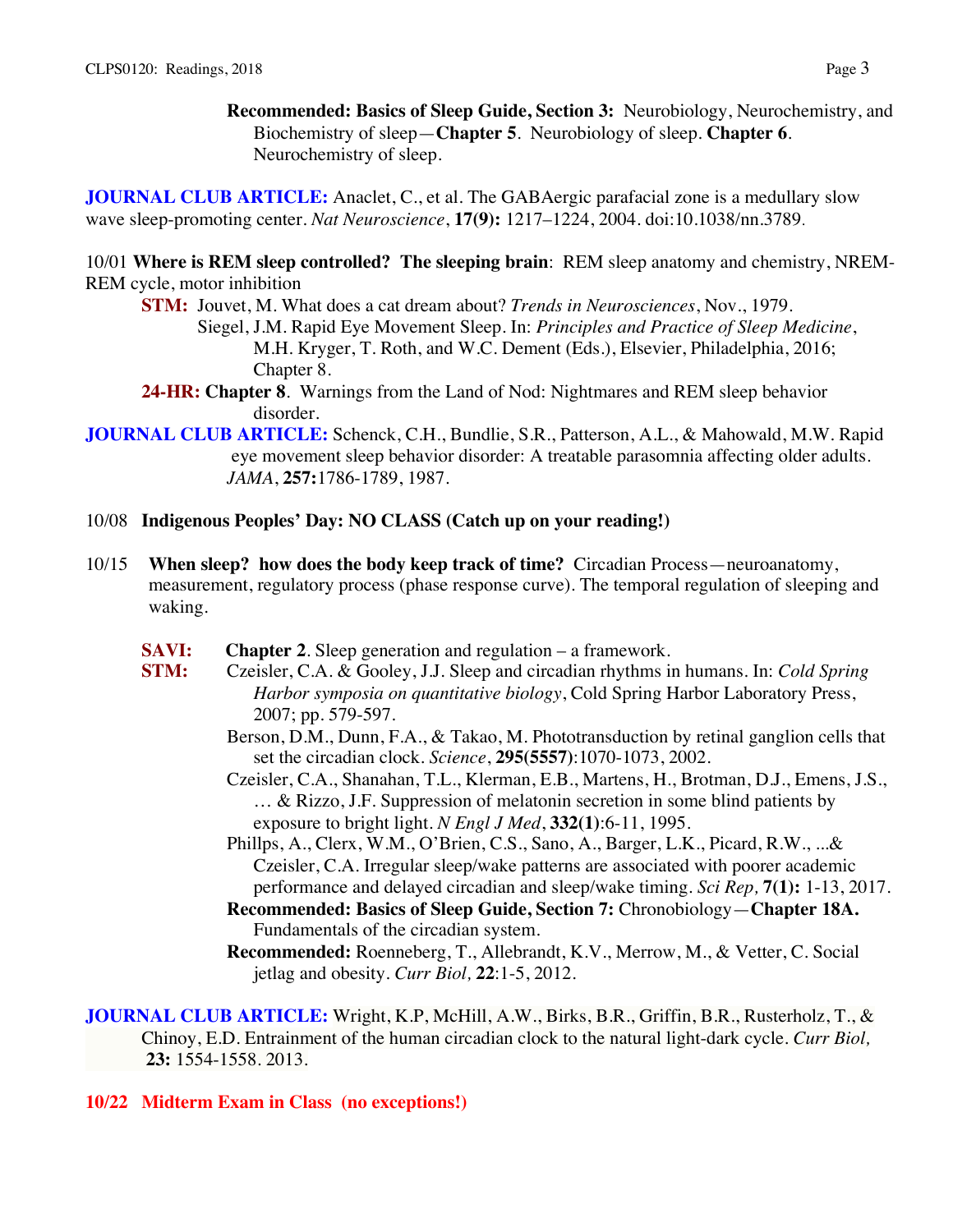**Recommended: Basics of Sleep Guide, Section 3:** Neurobiology, Neurochemistry, and Biochemistry of sleep—**Chapter 5**. Neurobiology of sleep. **Chapter 6**. Neurochemistry of sleep.

**JOURNAL CLUB ARTICLE:** Anaclet, C., et al. The GABAergic parafacial zone is a medullary slow wave sleep-promoting center. *Nat Neuroscience*, **17(9):** 1217–1224, 2004. doi:10.1038/nn.3789.

10/01 **Where is REM sleep controlled? The sleeping brain**: REM sleep anatomy and chemistry, NREM-REM cycle, motor inhibition

**STM:** Jouvet, M. What does a cat dream about? *Trends in Neurosciences*, Nov., 1979.
Siegel, J.M. Rapid Eye Movement Sleep. In: *Principles and Practice of Sleep Medicine*, M.H. Kryger, T. Roth, and W.C. Dement (Eds.), Elsevier, Philadelphia, 2016; Chapter 8.

**24-HR: Chapter 8**. Warnings from the Land of Nod: Nightmares and REM sleep behavior disorder.

**JOURNAL CLUB ARTICLE:** Schenck, C.H., Bundlie, S.R., Patterson, A.L., & Mahowald, M.W. Rapid eye movement sleep behavior disorder: A treatable parasomnia affecting older adults. *JAMA*, **257:**1786-1789, 1987.

10/08 **Indigenous Peoples' Day: NO CLASS (Catch up on your reading!)**

10/15 **When sleep? how does the body keep track of time?** Circadian Process—neuroanatomy, measurement, regulatory process (phase response curve). The temporal regulation of sleeping and waking.

**SAVI:** **Chapter 2**. Sleep generation and regulation – a framework.

**STM:** Czeisler, C.A. & Gooley, J.J. Sleep and circadian rhythms in humans. In: *Cold Spring Harbor symposia on quantitative biology*, Cold Spring Harbor Laboratory Press, 2007; pp. 579-597.
Berson, D.M., Dunn, F.A., & Takao, M. Phototransduction by retinal ganglion cells that set the circadian clock. *Science*, **295(5557)**:1070-1073, 2002.
Czeisler, C.A., Shanahan, T.L., Klerman, E.B., Martens, H., Brotman, D.J., Emens, J.S., … & Rizzo, J.F. Suppression of melatonin secretion in some blind patients by exposure to bright light. *N Engl J Med*, **332(1)**:6-11, 1995.
Phillps, A., Clerx, W.M., O'Brien, C.S., Sano, A., Barger, L.K., Picard, R.W., ...& Czeisler, C.A. Irregular sleep/wake patterns are associated with poorer academic performance and delayed circadian and sleep/wake timing. *Sci Rep,* **7(1):** 1-13, 2017.
**Recommended: Basics of Sleep Guide, Section 7:** Chronobiology—**Chapter 18A.** Fundamentals of the circadian system.
**Recommended:** Roenneberg, T., Allebrandt, K.V., Merrow, M., & Vetter, C. Social jetlag and obesity. *Curr Biol,* **22**:1-5, 2012.

**JOURNAL CLUB ARTICLE:** Wright, K.P, McHill, A.W., Birks, B.R., Griffin, B.R., Rusterholz, T., & Chinoy, E.D. Entrainment of the human circadian clock to the natural light-dark cycle. *Curr Biol,* **23:** 1554-1558. 2013.

**10/22 Midterm Exam in Class (no exceptions!)**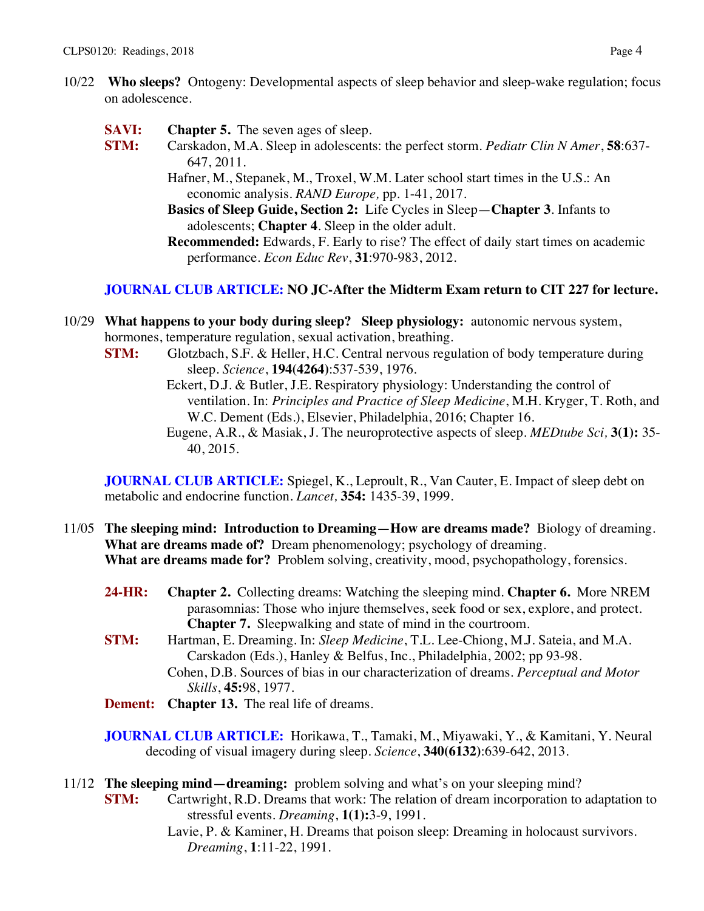10/22 **Who sleeps?** Ontogeny: Developmental aspects of sleep behavior and sleep-wake regulation; focus on adolescence.

**SAVI:** **Chapter 5.** The seven ages of sleep.

**STM:** Carskadon, M.A. Sleep in adolescents: the perfect storm. *Pediatr Clin N Amer*, **58**:637-647, 2011.

Hafner, M., Stepanek, M., Troxel, W.M. Later school start times in the U.S.: An economic analysis. *RAND Europe,* pp. 1-41, 2017.

**Basics of Sleep Guide, Section 2:** Life Cycles in Sleep—**Chapter 3**. Infants to adolescents; **Chapter 4**. Sleep in the older adult.

**Recommended:** Edwards, F. Early to rise? The effect of daily start times on academic performance. *Econ Educ Rev*, **31**:970-983, 2012.

**JOURNAL CLUB ARTICLE: NO JC-After the Midterm Exam return to CIT 227 for lecture.**

10/29 **What happens to your body during sleep? Sleep physiology:** autonomic nervous system, hormones, temperature regulation, sexual activation, breathing.

**STM:** Glotzbach, S.F. & Heller, H.C. Central nervous regulation of body temperature during sleep. *Science*, **194(4264)**:537-539, 1976.

Eckert, D.J. & Butler, J.E. Respiratory physiology: Understanding the control of ventilation. In: *Principles and Practice of Sleep Medicine*, M.H. Kryger, T. Roth, and W.C. Dement (Eds.), Elsevier, Philadelphia, 2016; Chapter 16.

Eugene, A.R., & Masiak, J. The neuroprotective aspects of sleep. *MEDtube Sci,* **3(1):** 35-40, 2015.

**JOURNAL CLUB ARTICLE:** Spiegel, K., Leproult, R., Van Cauter, E. Impact of sleep debt on metabolic and endocrine function. *Lancet,* **354:** 1435-39, 1999.

11/05 **The sleeping mind: Introduction to Dreaming—How are dreams made?** Biology of dreaming.
**What are dreams made of?** Dream phenomenology; psychology of dreaming.
**What are dreams made for?** Problem solving, creativity, mood, psychopathology, forensics.

**24-HR:** **Chapter 2.** Collecting dreams: Watching the sleeping mind. **Chapter 6.** More NREM parasomnias: Those who injure themselves, seek food or sex, explore, and protect. **Chapter 7.** Sleepwalking and state of mind in the courtroom.

**STM:** Hartman, E. Dreaming. In: *Sleep Medicine*, T.L. Lee-Chiong, M.J. Sateia, and M.A. Carskadon (Eds.), Hanley & Belfus, Inc., Philadelphia, 2002; pp 93-98.

Cohen, D.B. Sources of bias in our characterization of dreams. *Perceptual and Motor Skills*, **45:**98, 1977.

**Dement:** **Chapter 13.** The real life of dreams.

**JOURNAL CLUB ARTICLE:** Horikawa, T., Tamaki, M., Miyawaki, Y., & Kamitani, Y. Neural decoding of visual imagery during sleep. *Science*, **340(6132)**:639-642, 2013.

11/12 **The sleeping mind—dreaming:** problem solving and what's on your sleeping mind?

**STM:** Cartwright, R.D. Dreams that work: The relation of dream incorporation to adaptation to stressful events. *Dreaming*, **1(1):**3-9, 1991.

Lavie, P. & Kaminer, H. Dreams that poison sleep: Dreaming in holocaust survivors. *Dreaming*, **1**:11-22, 1991.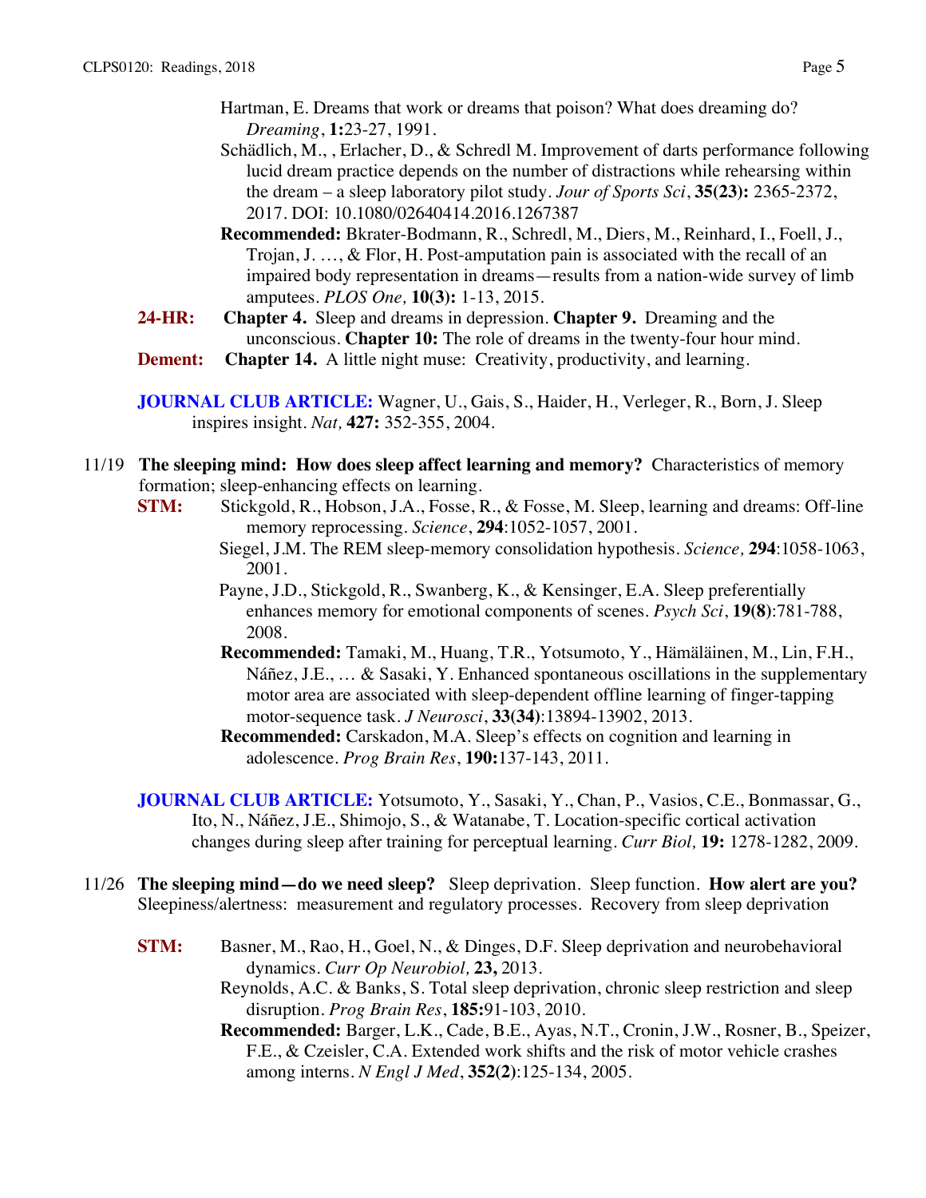Hartman, E. Dreams that work or dreams that poison? What does dreaming do? *Dreaming*, **1:**23-27, 1991.

Schädlich, M., , Erlacher, D., & Schredl M. Improvement of darts performance following lucid dream practice depends on the number of distractions while rehearsing within the dream – a sleep laboratory pilot study. *Jour of Sports Sci*, **35(23):** 2365-2372, 2017. DOI: 10.1080/02640414.2016.1267387

**Recommended:** Bkrater-Bodmann, R., Schredl, M., Diers, M., Reinhard, I., Foell, J., Trojan, J. …, & Flor, H. Post-amputation pain is associated with the recall of an impaired body representation in dreams—results from a nation-wide survey of limb amputees. *PLOS One,* **10(3):** 1-13, 2015.

**24-HR:** **Chapter 4.** Sleep and dreams in depression. **Chapter 9.** Dreaming and the unconscious. **Chapter 10:** The role of dreams in the twenty-four hour mind.

**Dement:** **Chapter 14.** A little night muse: Creativity, productivity, and learning.

**JOURNAL CLUB ARTICLE:** Wagner, U., Gais, S., Haider, H., Verleger, R., Born, J. Sleep inspires insight. *Nat,* **427:** 352-355, 2004.

11/19 **The sleeping mind: How does sleep affect learning and memory?** Characteristics of memory formation; sleep-enhancing effects on learning.

**STM:** Stickgold, R., Hobson, J.A., Fosse, R., & Fosse, M. Sleep, learning and dreams: Off-line memory reprocessing. *Science*, **294**:1052-1057, 2001.

Siegel, J.M. The REM sleep-memory consolidation hypothesis. *Science,* **294**:1058-1063, 2001.

Payne, J.D., Stickgold, R., Swanberg, K., & Kensinger, E.A. Sleep preferentially enhances memory for emotional components of scenes. *Psych Sci*, **19(8)**:781-788, 2008.

**Recommended:** Tamaki, M., Huang, T.R., Yotsumoto, Y., Hämäläinen, M., Lin, F.H., Náñez, J.E., … & Sasaki, Y. Enhanced spontaneous oscillations in the supplementary motor area are associated with sleep-dependent offline learning of finger-tapping motor-sequence task. *J Neurosci*, **33(34)**:13894-13902, 2013.

**Recommended:** Carskadon, M.A. Sleep's effects on cognition and learning in adolescence. *Prog Brain Res*, **190:**137-143, 2011.

**JOURNAL CLUB ARTICLE:** Yotsumoto, Y., Sasaki, Y., Chan, P., Vasios, C.E., Bonmassar, G., Ito, N., Náñez, J.E., Shimojo, S., & Watanabe, T. Location-specific cortical activation changes during sleep after training for perceptual learning. *Curr Biol,* **19:** 1278-1282, 2009.

11/26 **The sleeping mind—do we need sleep?** Sleep deprivation. Sleep function. **How alert are you?** Sleepiness/alertness: measurement and regulatory processes. Recovery from sleep deprivation

**STM:** Basner, M., Rao, H., Goel, N., & Dinges, D.F. Sleep deprivation and neurobehavioral dynamics. *Curr Op Neurobiol,* **23,** 2013.

Reynolds, A.C. & Banks, S. Total sleep deprivation, chronic sleep restriction and sleep disruption. *Prog Brain Res*, **185:**91-103, 2010.

**Recommended:** Barger, L.K., Cade, B.E., Ayas, N.T., Cronin, J.W., Rosner, B., Speizer, F.E., & Czeisler, C.A. Extended work shifts and the risk of motor vehicle crashes among interns. *N Engl J Med*, **352(2)**:125-134, 2005.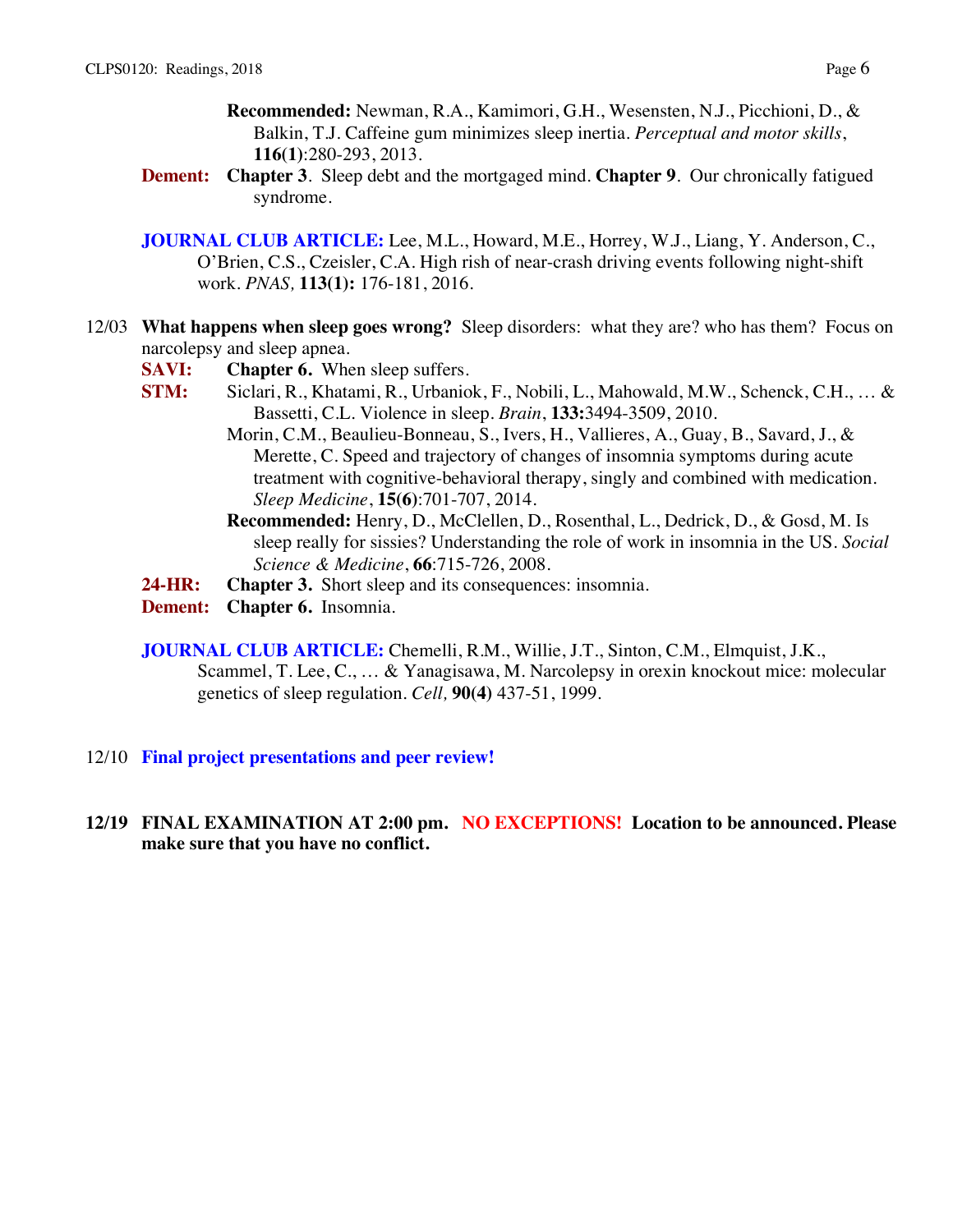**Recommended:** Newman, R.A., Kamimori, G.H., Wesensten, N.J., Picchioni, D., & Balkin, T.J. Caffeine gum minimizes sleep inertia. *Perceptual and motor skills*, **116(1)**:280-293, 2013.

**Dement:** **Chapter 3**. Sleep debt and the mortgaged mind. **Chapter 9**. Our chronically fatigued syndrome.

**JOURNAL CLUB ARTICLE:** Lee, M.L., Howard, M.E., Horrey, W.J., Liang, Y. Anderson, C., O'Brien, C.S., Czeisler, C.A. High rish of near-crash driving events following night-shift work. *PNAS,* **113(1):** 176-181, 2016.

12/03 **What happens when sleep goes wrong?** Sleep disorders: what they are? who has them? Focus on narcolepsy and sleep apnea.

**SAVI:** **Chapter 6.** When sleep suffers.

**STM:** Siclari, R., Khatami, R., Urbaniok, F., Nobili, L., Mahowald, M.W., Schenck, C.H., … & Bassetti, C.L. Violence in sleep. *Brain*, **133:**3494-3509, 2010.

Morin, C.M., Beaulieu-Bonneau, S., Ivers, H., Vallieres, A., Guay, B., Savard, J., & Merette, C. Speed and trajectory of changes of insomnia symptoms during acute treatment with cognitive-behavioral therapy, singly and combined with medication. *Sleep Medicine*, **15(6)**:701-707, 2014.

**Recommended:** Henry, D., McClellen, D., Rosenthal, L., Dedrick, D., & Gosd, M. Is sleep really for sissies? Understanding the role of work in insomnia in the US. *Social Science & Medicine*, **66**:715-726, 2008.

**24-HR:** **Chapter 3.** Short sleep and its consequences: insomnia.

**Dement:** **Chapter 6.** Insomnia.

**JOURNAL CLUB ARTICLE:** Chemelli, R.M., Willie, J.T., Sinton, C.M., Elmquist, J.K., Scammel, T. Lee, C., … & Yanagisawa, M. Narcolepsy in orexin knockout mice: molecular genetics of sleep regulation. *Cell,* **90(4)** 437-51, 1999.

12/10 **Final project presentations and peer review!**

**12/19 FINAL EXAMINATION AT 2:00 pm. NO EXCEPTIONS! Location to be announced. Please make sure that you have no conflict.**